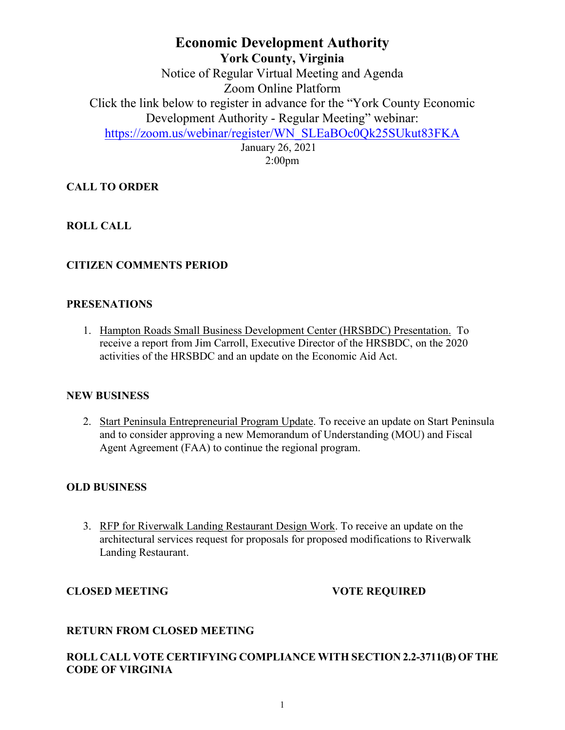# Economic Development Authority

## York County, Virginia

Notice of Regular Virtual Meeting and Agenda

Zoom Online Platform

Click the link below to register in advance for the "York County Economic Development Authority - Regular Meeting" webinar:

[https://zoom.us/webinar/register/WN_SLEaBOc0Qk25SUkut83FKA](https://zoom.us/webinar/register/WN_SLEaBOc0Qk25SUkut83FKA)

January 26, 2021

2:00pm

**CALL TO ORDER**

**ROLL CALL**

**CITIZEN COMMENTS PERIOD**

**PRESENATIONS**

1. Hampton Roads Small Business Development Center (HRSBDC) Presentation. To receive a report from Jim Carroll, Executive Director of the HRSBDC, on the 2020 activities of the HRSBDC and an update on the Economic Aid Act.

**NEW BUSINESS**

2. Start Peninsula Entrepreneurial Program Update. To receive an update on Start Peninsula and to consider approving a new Memorandum of Understanding (MOU) and Fiscal Agent Agreement (FAA) to continue the regional program.

**OLD BUSINESS**

3. RFP for Riverwalk Landing Restaurant Design Work. To receive an update on the architectural services request for proposals for proposed modifications to Riverwalk Landing Restaurant.

**CLOSED MEETING** **VOTE REQUIRED**

**RETURN FROM CLOSED MEETING**

**ROLL CALL VOTE CERTIFYING COMPLIANCE WITH SECTION 2.2-3711(B) OF THE CODE OF VIRGINIA**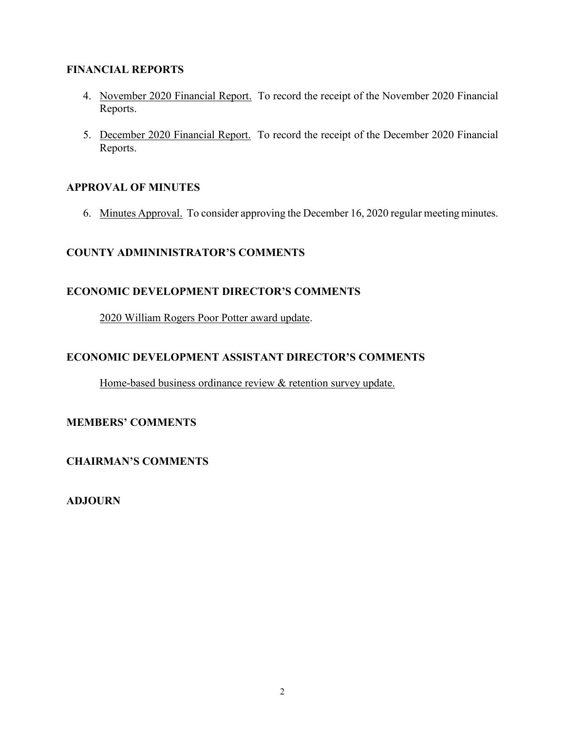## FINANCIAL REPORTS

4. November 2020 Financial Report. To record the receipt of the November 2020 Financial Reports.

5. December 2020 Financial Report. To record the receipt of the December 2020 Financial Reports.

## APPROVAL OF MINUTES

6. Minutes Approval. To consider approving the December 16, 2020 regular meeting minutes.

## COUNTY ADMINNINISTRATOR'S COMMENTS

## ECONOMIC DEVELOPMENT DIRECTOR'S COMMENTS

2020 William Rogers Poor Potter award update.

## ECONOMIC DEVELOPMENT ASSISTANT DIRECTOR'S COMMENTS

Home-based business ordinance review & retention survey update.

## MEMBERS' COMMENTS

## CHAIRMAN'S COMMENTS

## ADJOURN